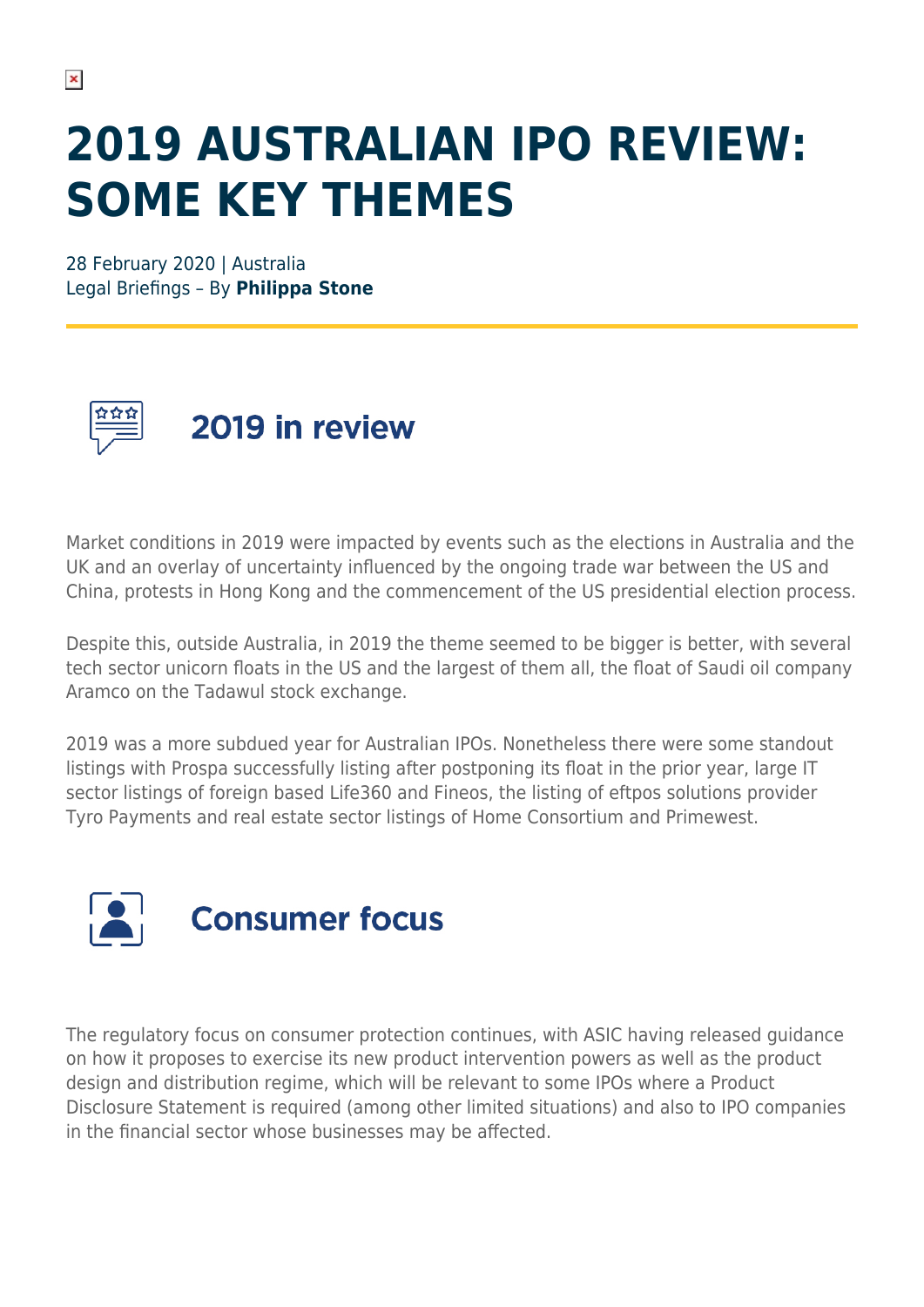# 2019 AUSTRALIAN IPO REVIEW: SOME KEY THEMES

28 February 2020 | Australia
Legal Briefings – By **Philippa Stone**

## 2019 in review

Market conditions in 2019 were impacted by events such as the elections in Australia and the UK and an overlay of uncertainty influenced by the ongoing trade war between the US and China, protests in Hong Kong and the commencement of the US presidential election process.

Despite this, outside Australia, in 2019 the theme seemed to be bigger is better, with several tech sector unicorn floats in the US and the largest of them all, the float of Saudi oil company Aramco on the Tadawul stock exchange.

2019 was a more subdued year for Australian IPOs. Nonetheless there were some standout listings with Prospa successfully listing after postponing its float in the prior year, large IT sector listings of foreign based Life360 and Fineos, the listing of eftpos solutions provider Tyro Payments and real estate sector listings of Home Consortium and Primewest.

## Consumer focus

The regulatory focus on consumer protection continues, with ASIC having released guidance on how it proposes to exercise its new product intervention powers as well as the product design and distribution regime, which will be relevant to some IPOs where a Product Disclosure Statement is required (among other limited situations) and also to IPO companies in the financial sector whose businesses may be affected.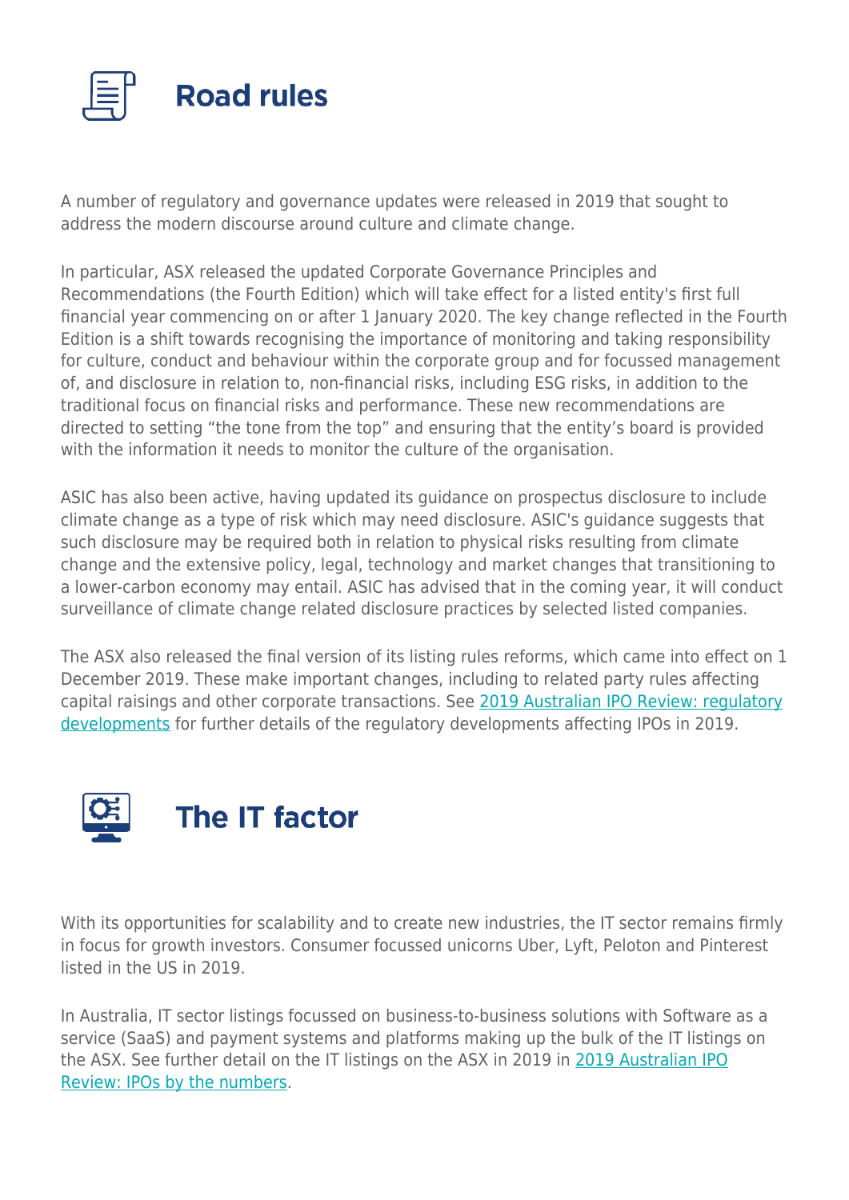## Road rules

A number of regulatory and governance updates were released in 2019 that sought to address the modern discourse around culture and climate change.

In particular, ASX released the updated Corporate Governance Principles and Recommendations (the Fourth Edition) which will take effect for a listed entity's first full financial year commencing on or after 1 January 2020. The key change reflected in the Fourth Edition is a shift towards recognising the importance of monitoring and taking responsibility for culture, conduct and behaviour within the corporate group and for focussed management of, and disclosure in relation to, non-financial risks, including ESG risks, in addition to the traditional focus on financial risks and performance. These new recommendations are directed to setting "the tone from the top" and ensuring that the entity's board is provided with the information it needs to monitor the culture of the organisation.

ASIC has also been active, having updated its guidance on prospectus disclosure to include climate change as a type of risk which may need disclosure. ASIC's guidance suggests that such disclosure may be required both in relation to physical risks resulting from climate change and the extensive policy, legal, technology and market changes that transitioning to a lower-carbon economy may entail. ASIC has advised that in the coming year, it will conduct surveillance of climate change related disclosure practices by selected listed companies.

The ASX also released the final version of its listing rules reforms, which came into effect on 1 December 2019. These make important changes, including to related party rules affecting capital raisings and other corporate transactions. See [2019 Australian IPO Review: regulatory developments] for further details of the regulatory developments affecting IPOs in 2019.

## The IT factor

With its opportunities for scalability and to create new industries, the IT sector remains firmly in focus for growth investors. Consumer focussed unicorns Uber, Lyft, Peloton and Pinterest listed in the US in 2019.

In Australia, IT sector listings focussed on business-to-business solutions with Software as a service (SaaS) and payment systems and platforms making up the bulk of the IT listings on the ASX. See further detail on the IT listings on the ASX in 2019 in [2019 Australian IPO Review: IPOs by the numbers].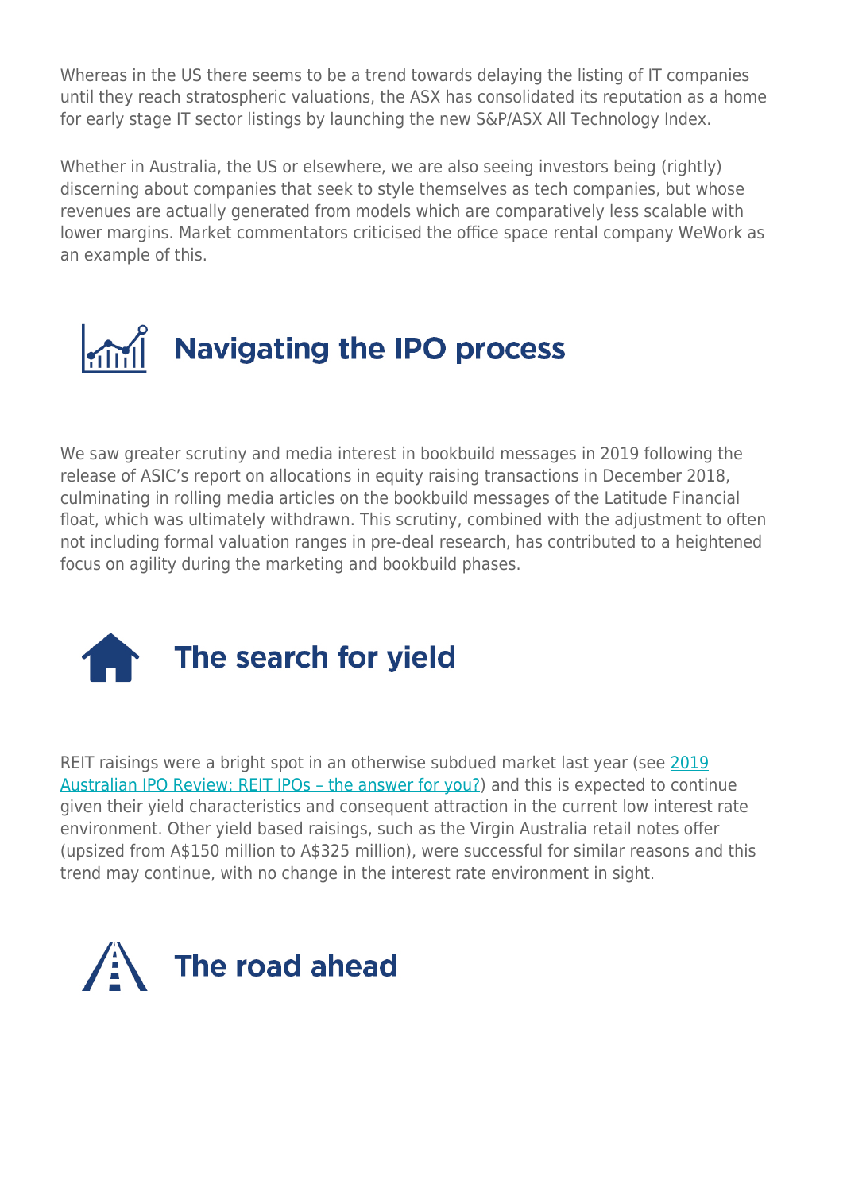Whereas in the US there seems to be a trend towards delaying the listing of IT companies until they reach stratospheric valuations, the ASX has consolidated its reputation as a home for early stage IT sector listings by launching the new S&P/ASX All Technology Index.

Whether in Australia, the US or elsewhere, we are also seeing investors being (rightly) discerning about companies that seek to style themselves as tech companies, but whose revenues are actually generated from models which are comparatively less scalable with lower margins. Market commentators criticised the office space rental company WeWork as an example of this.

## Navigating the IPO process

We saw greater scrutiny and media interest in bookbuild messages in 2019 following the release of ASIC's report on allocations in equity raising transactions in December 2018, culminating in rolling media articles on the bookbuild messages of the Latitude Financial float, which was ultimately withdrawn. This scrutiny, combined with the adjustment to often not including formal valuation ranges in pre-deal research, has contributed to a heightened focus on agility during the marketing and bookbuild phases.

## The search for yield

REIT raisings were a bright spot in an otherwise subdued market last year (see [2019 Australian IPO Review: REIT IPOs – the answer for you?]) and this is expected to continue given their yield characteristics and consequent attraction in the current low interest rate environment. Other yield based raisings, such as the Virgin Australia retail notes offer (upsized from A$150 million to A$325 million), were successful for similar reasons and this trend may continue, with no change in the interest rate environment in sight.

## The road ahead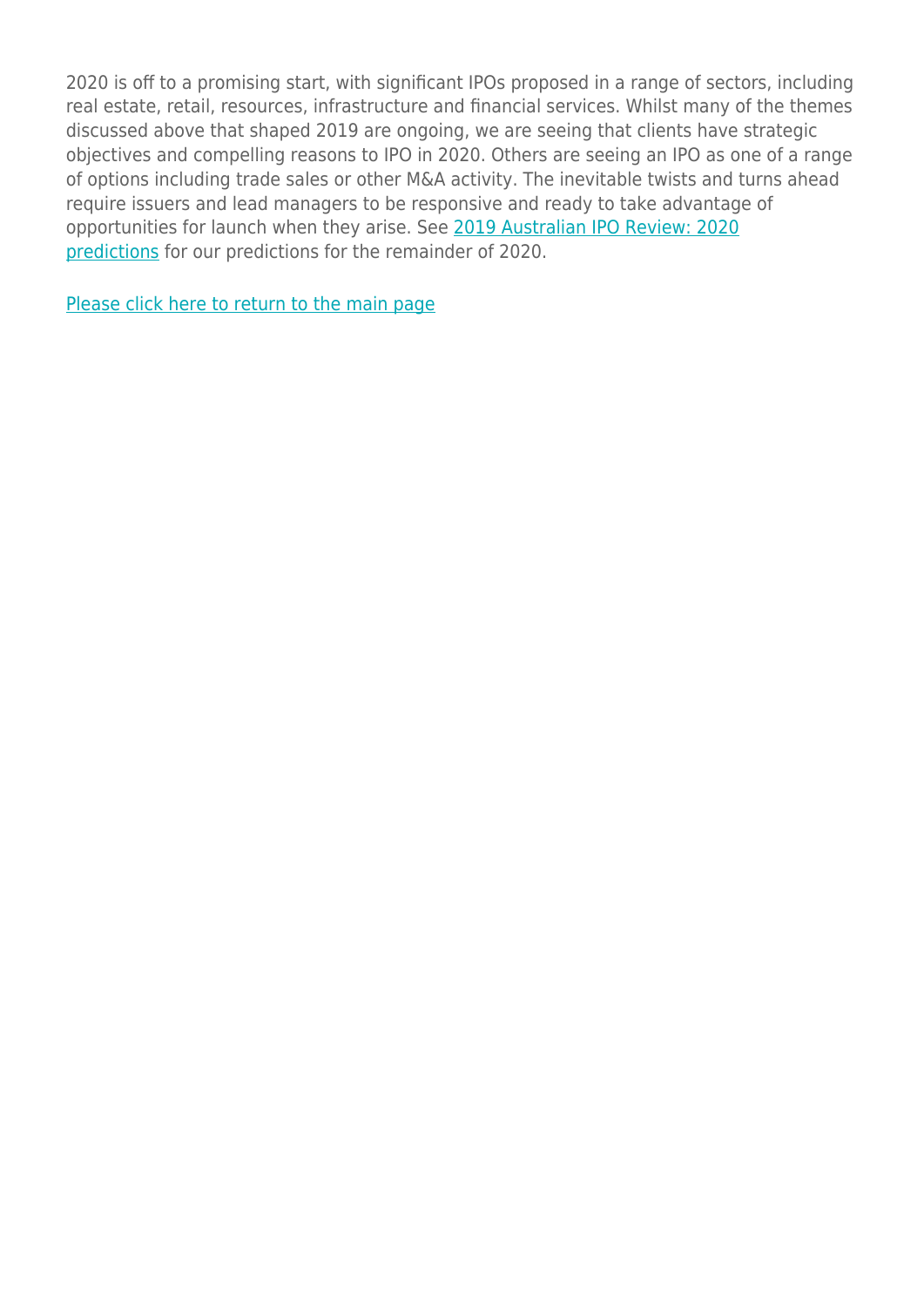2020 is off to a promising start, with significant IPOs proposed in a range of sectors, including real estate, retail, resources, infrastructure and financial services. Whilst many of the themes discussed above that shaped 2019 are ongoing, we are seeing that clients have strategic objectives and compelling reasons to IPO in 2020. Others are seeing an IPO as one of a range of options including trade sales or other M&A activity. The inevitable twists and turns ahead require issuers and lead managers to be responsive and ready to take advantage of opportunities for launch when they arise. See 2019 Australian IPO Review: 2020 predictions for our predictions for the remainder of 2020.

Please click here to return to the main page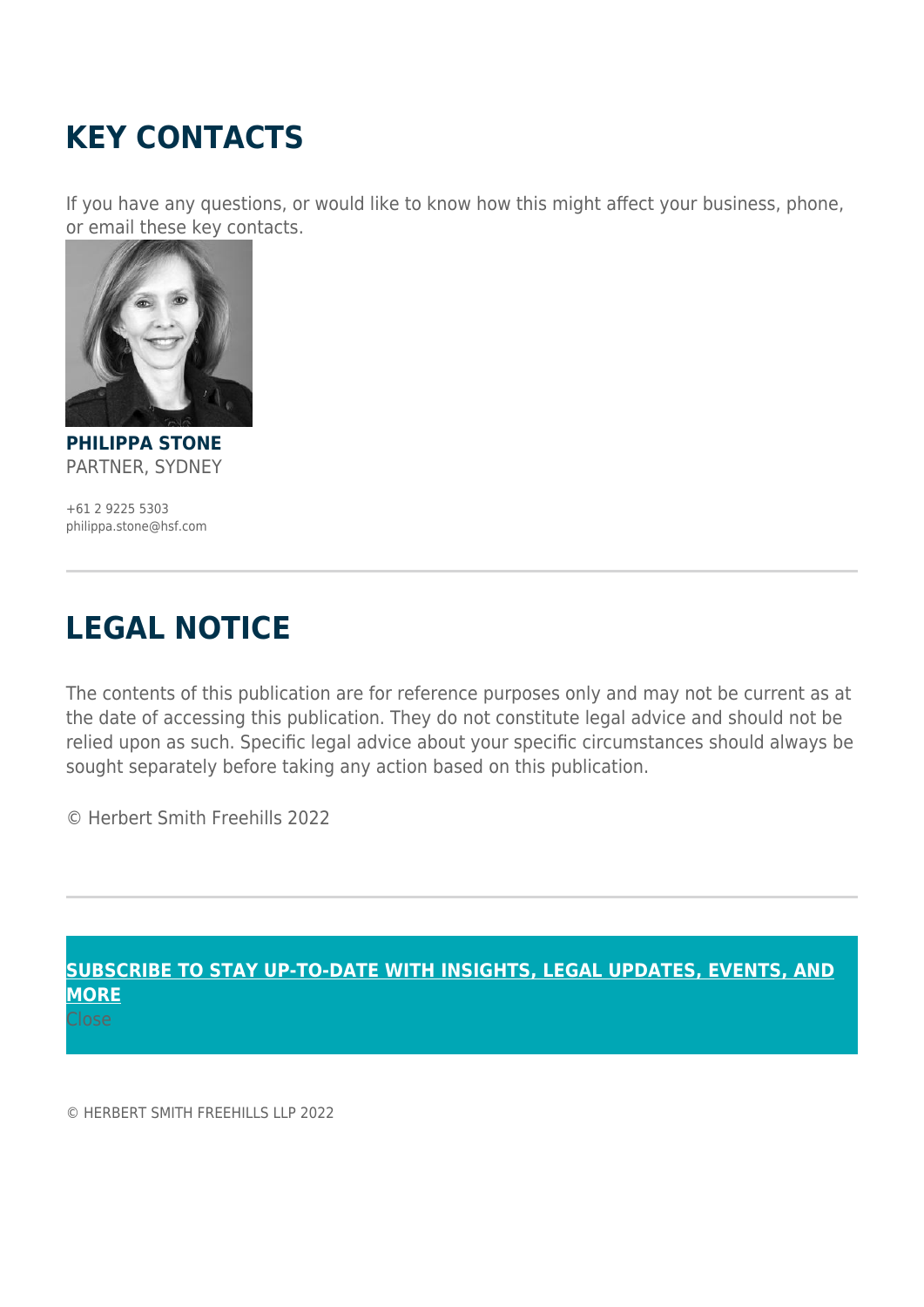## KEY CONTACTS

If you have any questions, or would like to know how this might affect your business, phone, or email these key contacts.

**PHILIPPA STONE**
PARTNER, SYDNEY

+61 2 9225 5303
philippa.stone@hsf.com

## LEGAL NOTICE

The contents of this publication are for reference purposes only and may not be current as at the date of accessing this publication. They do not constitute legal advice and should not be relied upon as such. Specific legal advice about your specific circumstances should always be sought separately before taking any action based on this publication.

© Herbert Smith Freehills 2022

**SUBSCRIBE TO STAY UP-TO-DATE WITH INSIGHTS, LEGAL UPDATES, EVENTS, AND MORE**
Close

© HERBERT SMITH FREEHILLS LLP 2022